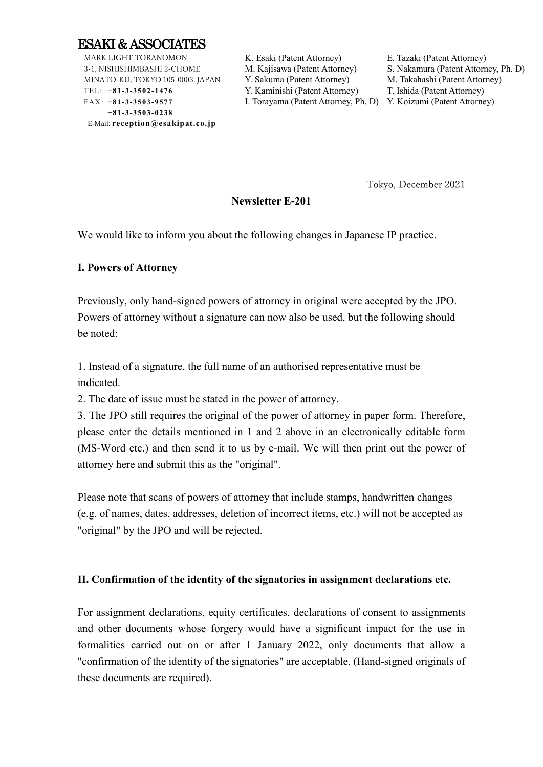# ESAKI & ASSOCIATES

MARK LIGHT TORANOMON
3-1, NISHISHIMBASHI 2-CHOME
MINATO-KU, TOKYO 105-0003, JAPAN
TEL: **+81-3-3502-1476**
FAX: **+81-3-3503-9577**
**+81-3-3503-0238**
E-Mail: **reception@esakipat.co.jp**

K. Esaki (Patent Attorney)
M. Kajisawa (Patent Attorney)
Y. Sakuma (Patent Attorney)
Y. Kaminishi (Patent Attorney)
I. Torayama (Patent Attorney, Ph. D)
E. Tazaki (Patent Attorney)
S. Nakamura (Patent Attorney, Ph. D)
M. Takahashi (Patent Attorney)
T. Ishida (Patent Attorney)
Y. Koizumi (Patent Attorney)

Tokyo, December 2021

**Newsletter E-201**

We would like to inform you about the following changes in Japanese IP practice.

**I. Powers of Attorney**

Previously, only hand-signed powers of attorney in original were accepted by the JPO. Powers of attorney without a signature can now also be used, but the following should be noted:

1. Instead of a signature, the full name of an authorised representative must be indicated.
2. The date of issue must be stated in the power of attorney.
3. The JPO still requires the original of the power of attorney in paper form. Therefore, please enter the details mentioned in 1 and 2 above in an electronically editable form (MS-Word etc.) and then send it to us by e-mail. We will then print out the power of attorney here and submit this as the "original".

Please note that scans of powers of attorney that include stamps, handwritten changes (e.g. of names, dates, addresses, deletion of incorrect items, etc.) will not be accepted as "original" by the JPO and will be rejected.

**II. Confirmation of the identity of the signatories in assignment declarations etc.**

For assignment declarations, equity certificates, declarations of consent to assignments and other documents whose forgery would have a significant impact for the use in formalities carried out on or after 1 January 2022, only documents that allow a "confirmation of the identity of the signatories" are acceptable. (Hand-signed originals of these documents are required).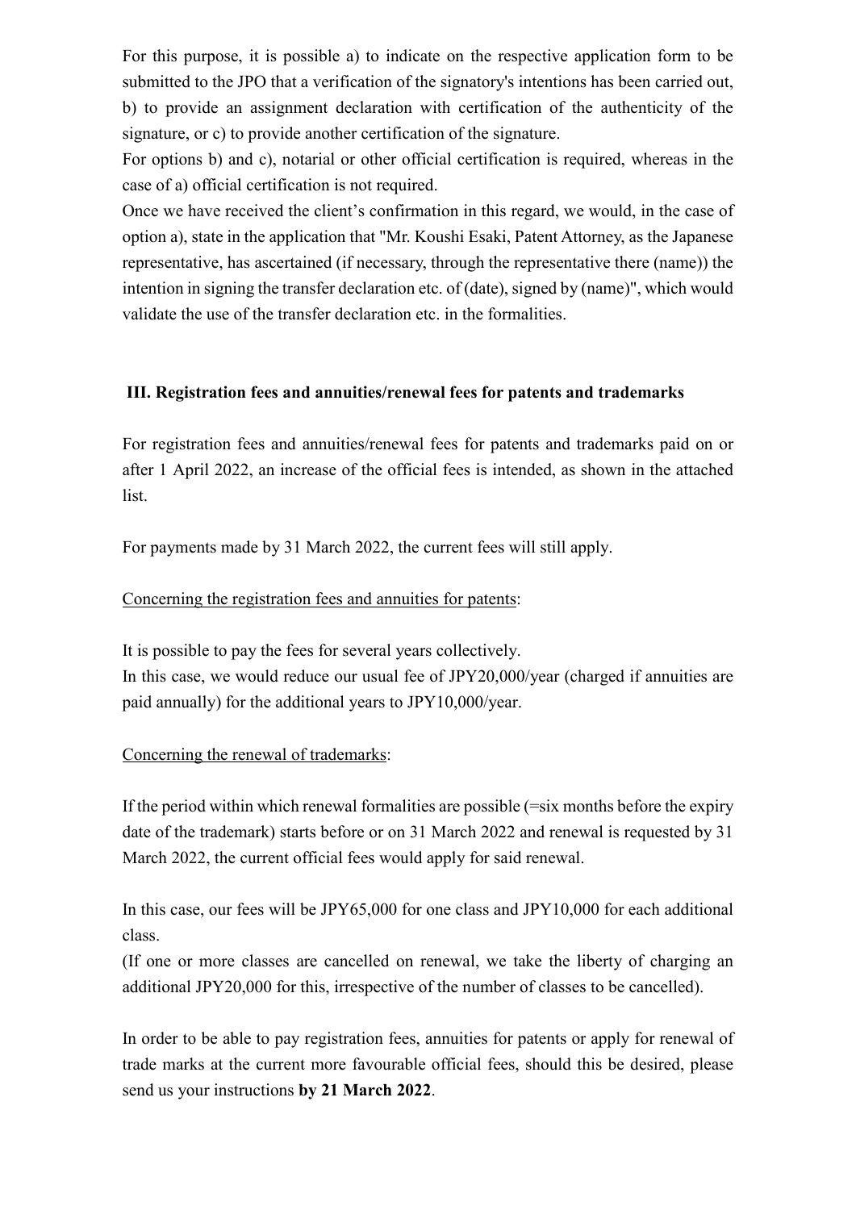For this purpose, it is possible a) to indicate on the respective application form to be submitted to the JPO that a verification of the signatory's intentions has been carried out, b) to provide an assignment declaration with certification of the authenticity of the signature, or c) to provide another certification of the signature.

For options b) and c), notarial or other official certification is required, whereas in the case of a) official certification is not required.

Once we have received the client's confirmation in this regard, we would, in the case of option a), state in the application that "Mr. Koushi Esaki, Patent Attorney, as the Japanese representative, has ascertained (if necessary, through the representative there (name)) the intention in signing the transfer declaration etc. of (date), signed by (name)", which would validate the use of the transfer declaration etc. in the formalities.

### III. Registration fees and annuities/renewal fees for patents and trademarks

For registration fees and annuities/renewal fees for patents and trademarks paid on or after 1 April 2022, an increase of the official fees is intended, as shown in the attached list.

For payments made by 31 March 2022, the current fees will still apply.

Concerning the registration fees and annuities for patents:

It is possible to pay the fees for several years collectively.
In this case, we would reduce our usual fee of JPY20,000/year (charged if annuities are paid annually) for the additional years to JPY10,000/year.

Concerning the renewal of trademarks:

If the period within which renewal formalities are possible (=six months before the expiry date of the trademark) starts before or on 31 March 2022 and renewal is requested by 31 March 2022, the current official fees would apply for said renewal.

In this case, our fees will be JPY65,000 for one class and JPY10,000 for each additional class.
(If one or more classes are cancelled on renewal, we take the liberty of charging an additional JPY20,000 for this, irrespective of the number of classes to be cancelled).

In order to be able to pay registration fees, annuities for patents or apply for renewal of trade marks at the current more favourable official fees, should this be desired, please send us your instructions **by 21 March 2022**.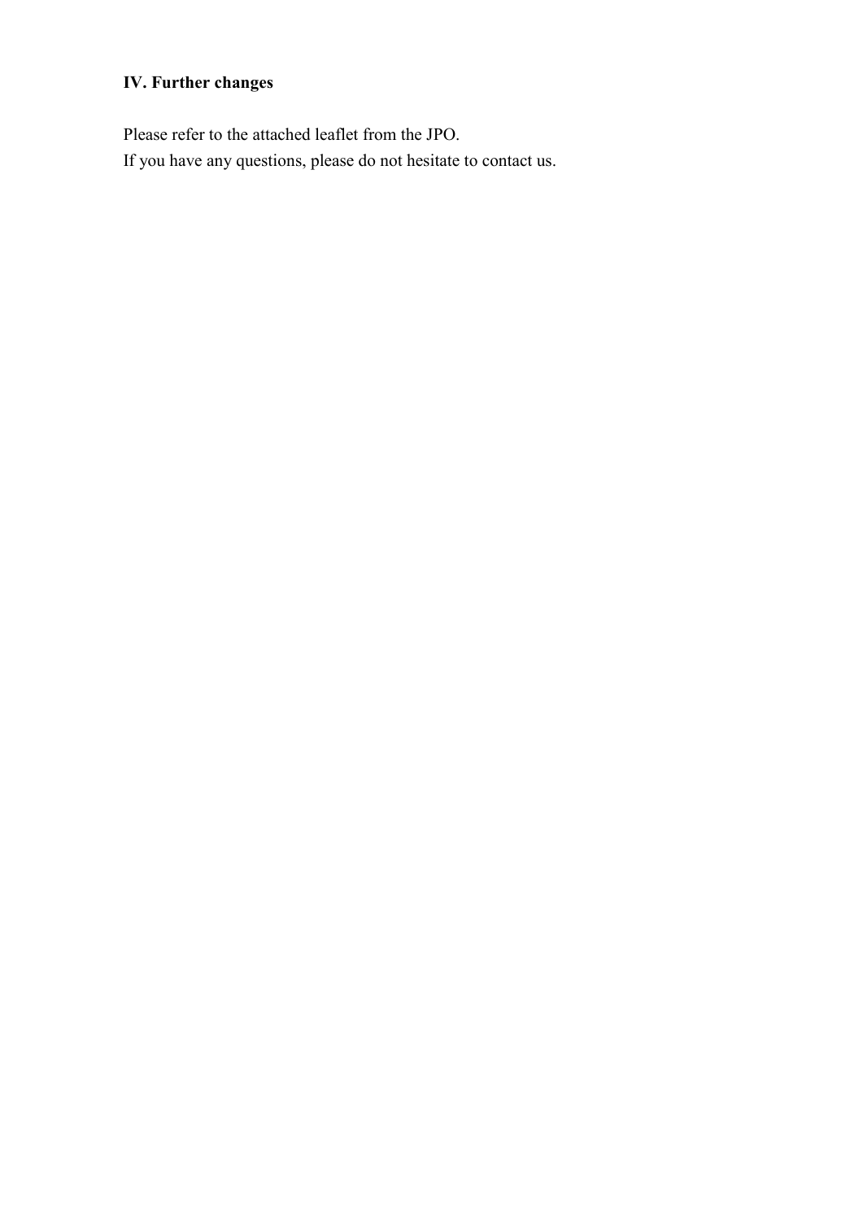## IV. Further changes

Please refer to the attached leaflet from the JPO.
If you have any questions, please do not hesitate to contact us.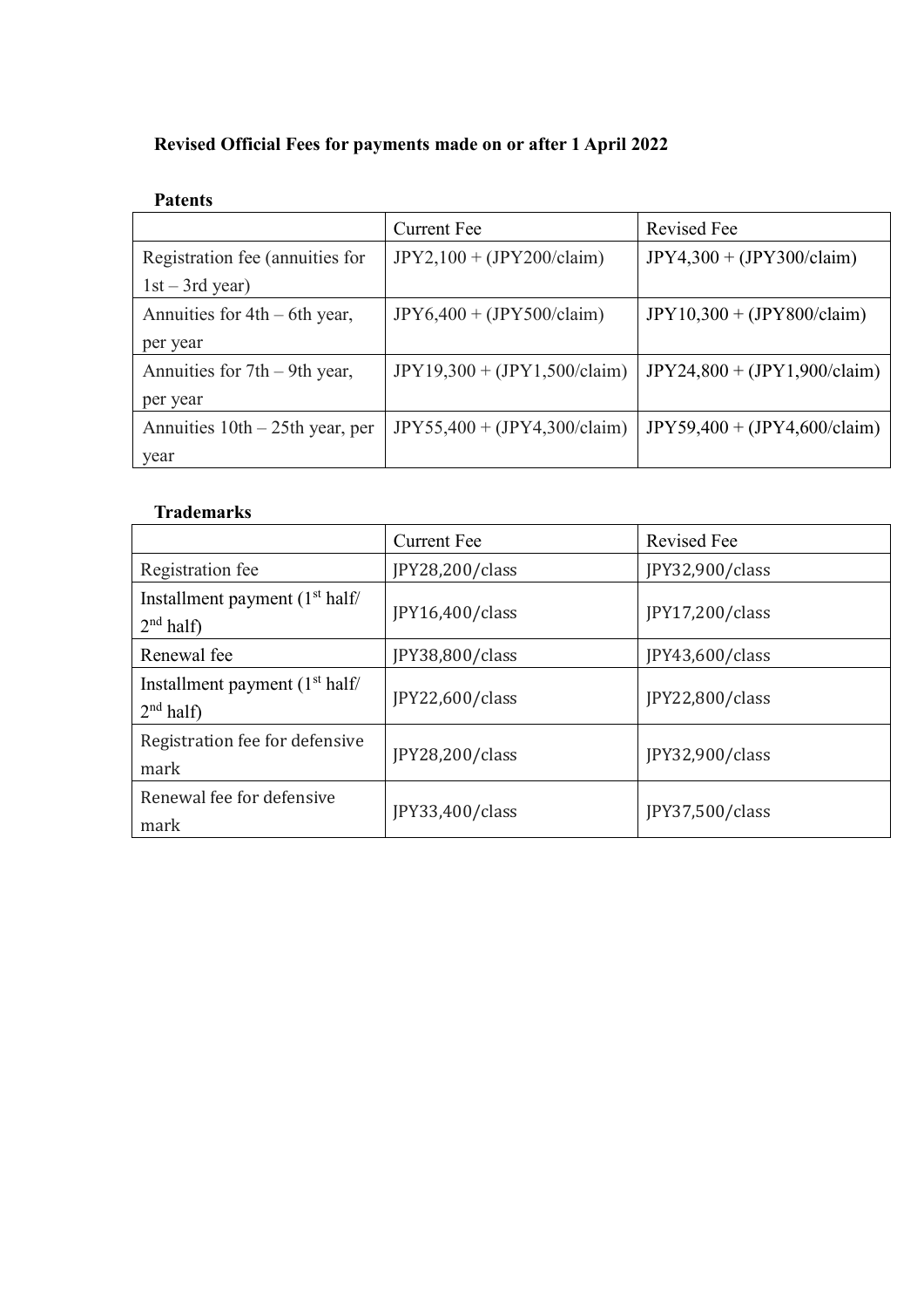**Revised Official Fees for payments made on or after 1 April 2022**

**Patents**

| | Current Fee | Revised Fee |
|---|---|---|
| Registration fee (annuities for 1st – 3rd year) | JPY2,100 + (JPY200/claim) | JPY4,300 + (JPY300/claim) |
| Annuities for 4th – 6th year, per year | JPY6,400 + (JPY500/claim) | JPY10,300 + (JPY800/claim) |
| Annuities for 7th – 9th year, per year | JPY19,300 + (JPY1,500/claim) | JPY24,800 + (JPY1,900/claim) |
| Annuities 10th – 25th year, per year | JPY55,400 + (JPY4,300/claim) | JPY59,400 + (JPY4,600/claim) |

**Trademarks**

| | Current Fee | Revised Fee |
|---|---|---|
| Registration fee | JPY28,200/class | JPY32,900/class |
| Installment payment (1st half/ 2nd half) | JPY16,400/class | JPY17,200/class |
| Renewal fee | JPY38,800/class | JPY43,600/class |
| Installment payment (1st half/ 2nd half) | JPY22,600/class | JPY22,800/class |
| Registration fee for defensive mark | JPY28,200/class | JPY32,900/class |
| Renewal fee for defensive mark | JPY33,400/class | JPY37,500/class |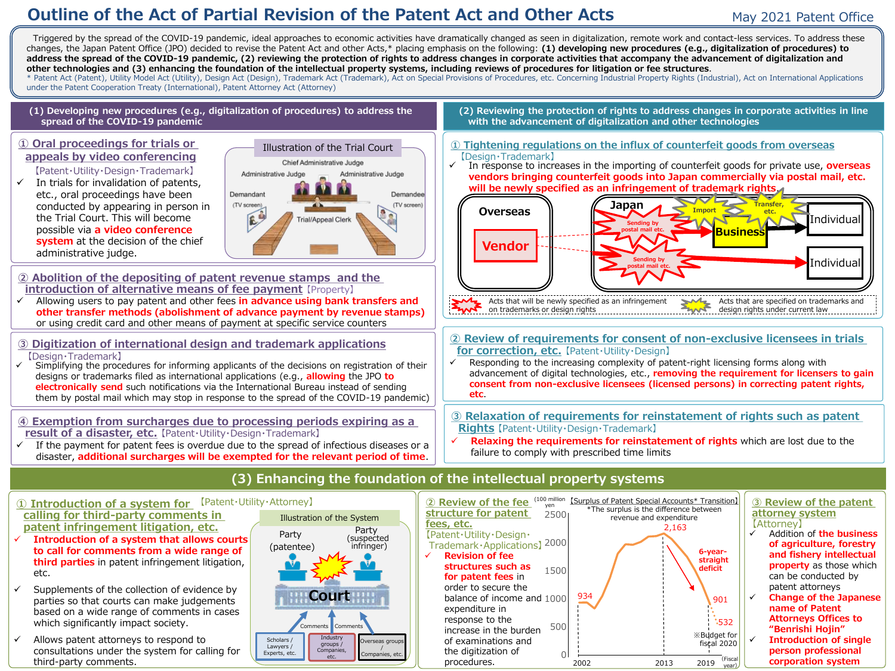# Outline of the Act of Partial Revision of the Patent Act and Other Acts

May 2021 Patent Office

Triggered by the spread of the COVID-19 pandemic, ideal approaches to economic activities have dramatically changed as seen in digitalization, remote work and contact-less services. To address these changes, the Japan Patent Office (JPO) decided to revise the Patent Act and other Acts,* placing emphasis on the following: **(1) developing new procedures (e.g., digitalization of procedures) to address the spread of the COVID-19 pandemic, (2) reviewing the protection of rights to address changes in corporate activities that accompany the advancement of digitalization and other technologies and (3) enhancing the foundation of the intellectual property systems, including reviews of procedures for litigation or fee structures**.

* Patent Act (Patent), Utility Model Act (Utility), Design Act (Design), Trademark Act (Trademark), Act on Special Provisions of Procedures, etc. Concerning Industrial Property Rights (Industrial), Act on International Applications under the Patent Cooperation Treaty (International), Patent Attorney Act (Attorney)

## (1) Developing new procedures (e.g., digitalization of procedures) to address the spread of the COVID-19 pandemic

### ① Oral proceedings for trials or appeals by video conferencing

【Patent･Utility･Design･Trademark】

- ✓ In trials for invalidation of patents, etc., oral proceedings have been conducted by appearing in person in the Trial Court. This will become possible via **a video conference system** at the decision of the chief administrative judge.

Illustration of the Trial Court

Chief Administrative Judge
Administrative Judge
Administrative Judge
Demandant (TV screen)
Demandee (TV screen)
Trial/Appeal Clerk

### ② Abolition of the depositing of patent revenue stamps and the introduction of alternative means of fee payment

【Property】

- ✓ Allowing users to pay patent and other fees **in advance using bank transfers and other transfer methods (abolishment of advance payment by revenue stamps)** or using credit card and other means of payment at specific service counters

### ③ Digitization of international design and trademark applications

【Design･Trademark】

- ✓ Simplifying the procedures for informing applicants of the decisions on registration of their designs or trademarks filed as international applications (e.g., **allowing** the JPO **to electronically send** such notifications via the International Bureau instead of sending them by postal mail which may stop in response to the spread of the COVID-19 pandemic)

### ④ Exemption from surcharges due to processing periods expiring as a result of a disaster, etc.

【Patent･Utility･Design･Trademark】

- ✓ If the payment for patent fees is overdue due to the spread of infectious diseases or a disaster, **additional surcharges will be exempted for the relevant period of time**.

## (2) Reviewing the protection of rights to address changes in corporate activities in line with the advancement of digitalization and other technologies

### ① Tightening regulations on the influx of counterfeit goods from overseas

【Design･Trademark】

- ✓ In response to increases in the importing of counterfeit goods for private use, **overseas vendors bringing counterfeit goods into Japan commercially via postal mail, etc. will be newly specified as an infringement of trademark rights**.

Overseas
Vendor
Japan
Sending by postal mail etc.
Import
Business
Transfer, etc.
Individual
Sending by postal mail etc.
Individual

Acts that will be newly specified as an infringement on trademarks or design rights
Acts that are specified on trademarks and design rights under current law

### ② Review of requirements for consent of non-exclusive licensees in trials for correction, etc.

【Patent･Utility･Design】

- ✓ Responding to the increasing complexity of patent-right licensing forms along with advancement of digital technologies, etc., **removing the requirement for licensors to gain consent from non-exclusive licensees (licensed persons) in correcting patent rights, etc.**

### ③ Relaxation of requirements for reinstatement of rights such as patent Rights

【Patent･Utility･Design･Trademark】

- ✓ **Relaxing the requirements for reinstatement of rights** which are lost due to the failure to comply with prescribed time limits

## (3) Enhancing the foundation of the intellectual property systems

### ① Introduction of a system for calling for third-party comments in patent infringement litigation, etc.

【Patent･Utility･Attorney】

- ✓ **Introduction of a system that allows courts to call for comments from a wide range of third parties** in patent infringement litigation, etc.
- ✓ Supplements of the collection of evidence by parties so that courts can make judgements based on a wide range of comments in cases which significantly impact society.
- ✓ Allows patent attorneys to respond to consultations under the system for calling for third-party comments.

Illustration of the System

Party (patentee)
Party (suspected infringer)
Court
Comments
Comments
Scholars / Lawyers / Experts, etc.
Industry groups / Companies, etc.
Overseas groups / Companies, etc.

### ② Review of the fee structure for patent fees, etc.

【Patent･Utility･Design･Trademark･Applications】

- ✓ **Revision of fee structures such as for patent fees** in order to secure the balance of income and expenditure in response to the increase in the burden of examinations and the digitization of procedures.

【Surplus of Patent Special Accounts* Transition】

*The surplus is the difference between revenue and expenditure

(100 million yen)
2500
2000
1500
1000
500
0
2002
2013
2019
(Fiscal year)
934
2,163
901
532
6-year-straight deficit
※Budget for fiscal 2020

### ③ Review of the patent attorney system

【Attorney】

- ✓ Addition of **the business of agriculture, forestry and fishery intellectual property** as those which can be conducted by patent attorneys
- ✓ **Change of the Japanese name of Patent Attorneys Offices to "Benrishi Hojin"**
- ✓ **Introduction of single person professional corporation system**